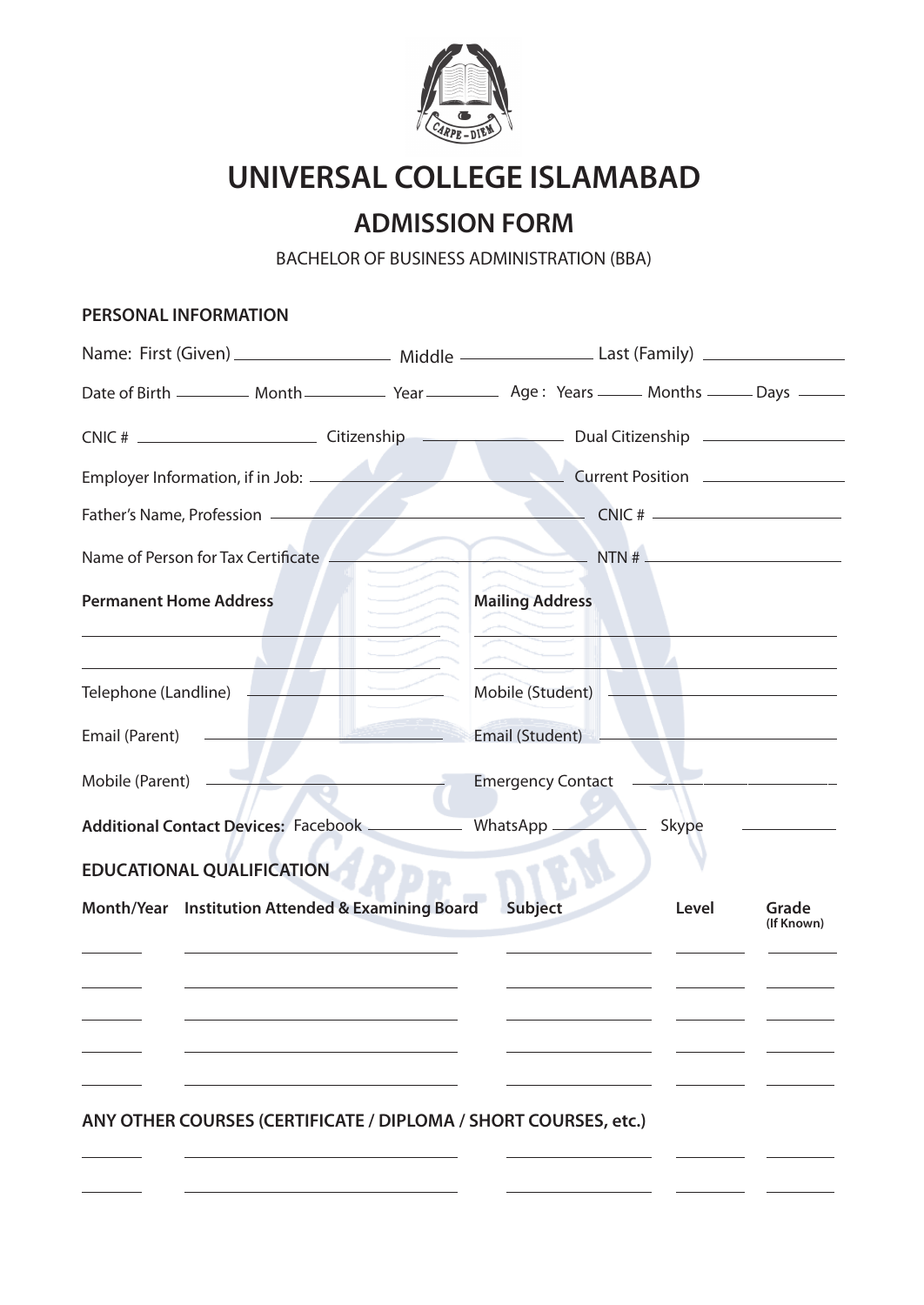# UNIVERSAL COLLEGE ISLAMABAD

## ADMISSION FORM

BACHELOR OF BUSINESS ADMINISTRATION (BBA)

### PERSONAL INFORMATION

Name: First (Given) ________________ Middle ______________ Last (Family) ______________

Date of Birth ________ Month ________ Year ________ Age : Years _____ Months _____ Days _____

CNIC # ____________________ Citizenship ______________ Dual Citizenship ______________

Employer Information, if in Job: ______________________________ Current Position ______________

Father's Name, Profession ______________________________________ CNIC # ____________________

Name of Person for Tax Certificate ______________________________ NTN # ____________________

**Permanent Home Address**

________________________________________

________________________________________

**Mailing Address**

________________________________________

________________________________________

Telephone (Landline) ____________________ Mobile (Student) ____________________

Email (Parent) ____________________ Email (Student) ____________________

Mobile (Parent) ____________________ Emergency Contact ____________________

**Additional Contact Devices:** Facebook __________ WhatsApp __________ Skype __________

### EDUCATIONAL QUALIFICATION

| Month/Year | Institution Attended & Examining Board | Subject | Level | Grade (If Known) |
|---|---|---|---|---|
| | | | | |
| | | | | |
| | | | | |
| | | | | |
| | | | | |

### ANY OTHER COURSES (CERTIFICATE / DIPLOMA / SHORT COURSES, etc.)

| | | | | |
|---|---|---|---|---|
| | | | | |
| | | | | |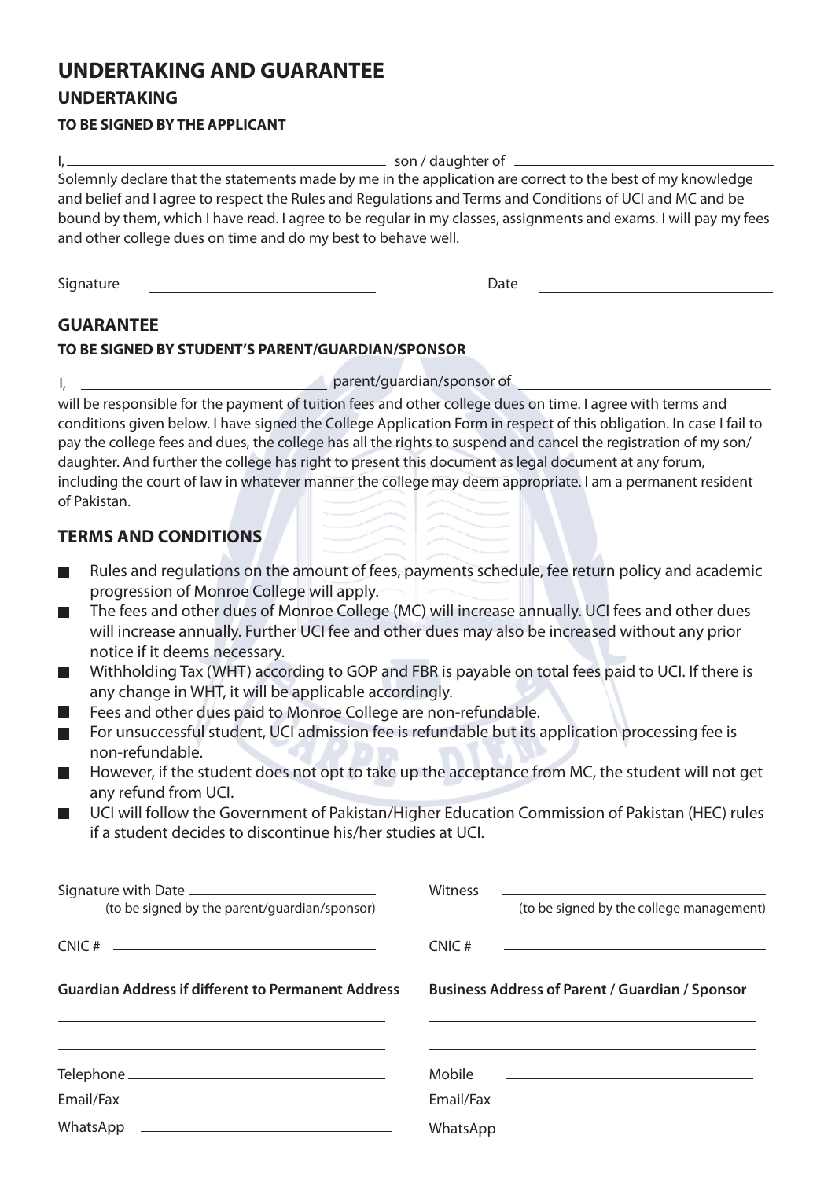# UNDERTAKING AND GUARANTEE

## UNDERTAKING

### TO BE SIGNED BY THE APPLICANT

I, ______________________________ son / daughter of ______________________________

Solemnly declare that the statements made by me in the application are correct to the best of my knowledge and belief and I agree to respect the Rules and Regulations and Terms and Conditions of UCI and MC and be bound by them, which I have read. I agree to be regular in my classes, assignments and exams. I will pay my fees and other college dues on time and do my best to behave well.

Signature ______________________________ Date ______________________________

## GUARANTEE

### TO BE SIGNED BY STUDENT'S PARENT/GUARDIAN/SPONSOR

I, ______________________________ parent/guardian/sponsor of ______________________________

will be responsible for the payment of tuition fees and other college dues on time. I agree with terms and conditions given below. I have signed the College Application Form in respect of this obligation. In case I fail to pay the college fees and dues, the college has all the rights to suspend and cancel the registration of my son/ daughter. And further the college has right to present this document as legal document at any forum, including the court of law in whatever manner the college may deem appropriate. I am a permanent resident of Pakistan.

## TERMS AND CONDITIONS

- Rules and regulations on the amount of fees, payments schedule, fee return policy and academic progression of Monroe College will apply.
- The fees and other dues of Monroe College (MC) will increase annually. UCI fees and other dues will increase annually. Further UCI fee and other dues may also be increased without any prior notice if it deems necessary.
- Withholding Tax (WHT) according to GOP and FBR is payable on total fees paid to UCI. If there is any change in WHT, it will be applicable accordingly.
- Fees and other dues paid to Monroe College are non-refundable.
- For unsuccessful student, UCI admission fee is refundable but its application processing fee is non-refundable.
- However, if the student does not opt to take up the acceptance from MC, the student will not get any refund from UCI.
- UCI will follow the Government of Pakistan/Higher Education Commission of Pakistan (HEC) rules if a student decides to discontinue his/her studies at UCI.

Signature with Date ______________________________
(to be signed by the parent/guardian/sponsor)

CNIC # ______________________________

Witness ______________________________
(to be signed by the college management)

CNIC # ______________________________

**Guardian Address if different to Permanent Address**

______________________________

______________________________

Telephone ______________________________

Email/Fax ______________________________

WhatsApp ______________________________

**Business Address of Parent / Guardian / Sponsor**

______________________________

______________________________

Mobile ______________________________

Email/Fax ______________________________

WhatsApp ______________________________